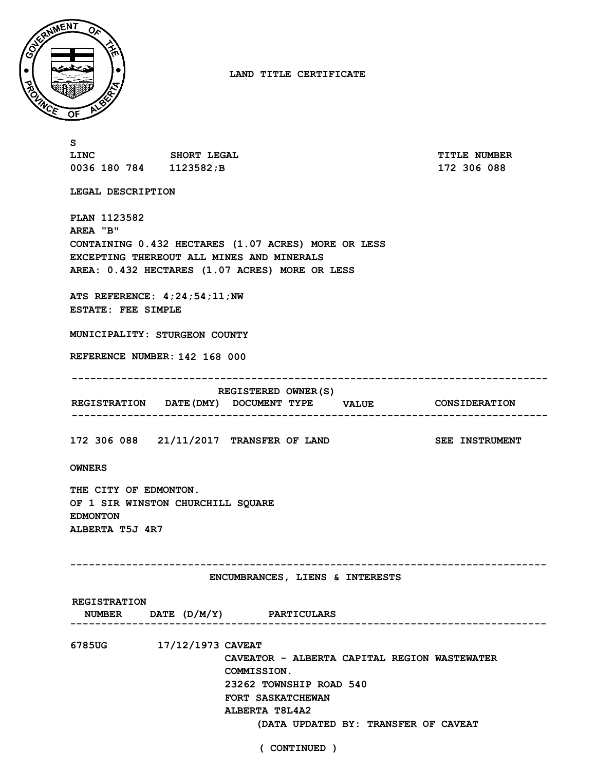# LAND TITLE CERTIFICATE

S

| LINC | SHORT LEGAL | TITLE NUMBER |
|---|---|---|
| 0036 180 784 | 1123582;B | 172 306 088 |

LEGAL DESCRIPTION

PLAN 1123582
AREA "B"
CONTAINING 0.432 HECTARES (1.07 ACRES) MORE OR LESS
EXCEPTING THEREOUT ALL MINES AND MINERALS
AREA: 0.432 HECTARES (1.07 ACRES) MORE OR LESS

ATS REFERENCE: 4;24;54;11;NW
ESTATE: FEE SIMPLE

MUNICIPALITY: STURGEON COUNTY

REFERENCE NUMBER: 142 168 000

## REGISTERED OWNER(S)

| REGISTRATION | DATE(DMY) | DOCUMENT TYPE | VALUE | CONSIDERATION |
|---|---|---|---|---|
| 172 306 088 | 21/11/2017 | TRANSFER OF LAND | | SEE INSTRUMENT |

OWNERS

THE CITY OF EDMONTON.
OF 1 SIR WINSTON CHURCHILL SQUARE
EDMONTON
ALBERTA T5J 4R7

## ENCUMBRANCES, LIENS & INTERESTS

| REGISTRATION NUMBER | DATE (D/M/Y) | PARTICULARS |
|---|---|---|
| 6785UG | 17/12/1973 | CAVEAT<br>CAVEATOR - ALBERTA CAPITAL REGION WASTEWATER COMMISSION.<br>23262 TOWNSHIP ROAD 540<br>FORT SASKATCHEWAN<br>ALBERTA T8L4A2<br>(DATA UPDATED BY: TRANSFER OF CAVEAT |

( CONTINUED )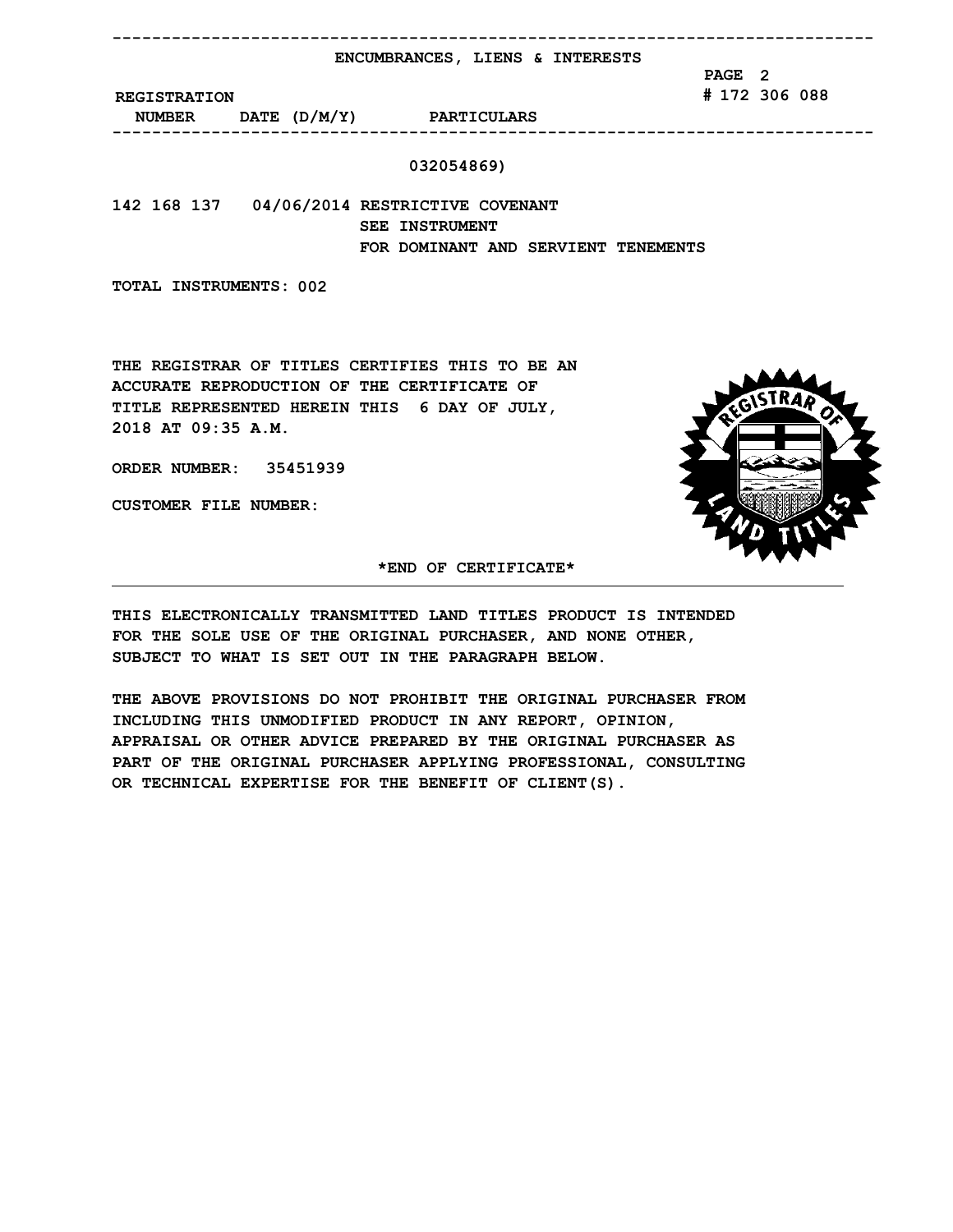## ENCUMBRANCES, LIENS & INTERESTS

PAGE 2

\# 172 306 088

| REGISTRATION NUMBER | DATE (D/M/Y) | PARTICULARS |
| --- | --- | --- |
| | | 032054869) |
| 142 168 137 | 04/06/2014 | RESTRICTIVE COVENANT<br>SEE INSTRUMENT<br>FOR DOMINANT AND SERVIENT TENEMENTS |

TOTAL INSTRUMENTS: 002

THE REGISTRAR OF TITLES CERTIFIES THIS TO BE AN ACCURATE REPRODUCTION OF THE CERTIFICATE OF TITLE REPRESENTED HEREIN THIS 6 DAY OF JULY, 2018 AT 09:35 A.M.

ORDER NUMBER: 35451939

CUSTOMER FILE NUMBER:

REGISTRAR OF LAND TITLES

*END OF CERTIFICATE*

---

THIS ELECTRONICALLY TRANSMITTED LAND TITLES PRODUCT IS INTENDED FOR THE SOLE USE OF THE ORIGINAL PURCHASER, AND NONE OTHER, SUBJECT TO WHAT IS SET OUT IN THE PARAGRAPH BELOW.

THE ABOVE PROVISIONS DO NOT PROHIBIT THE ORIGINAL PURCHASER FROM INCLUDING THIS UNMODIFIED PRODUCT IN ANY REPORT, OPINION, APPRAISAL OR OTHER ADVICE PREPARED BY THE ORIGINAL PURCHASER AS PART OF THE ORIGINAL PURCHASER APPLYING PROFESSIONAL, CONSULTING OR TECHNICAL EXPERTISE FOR THE BENEFIT OF CLIENT(S).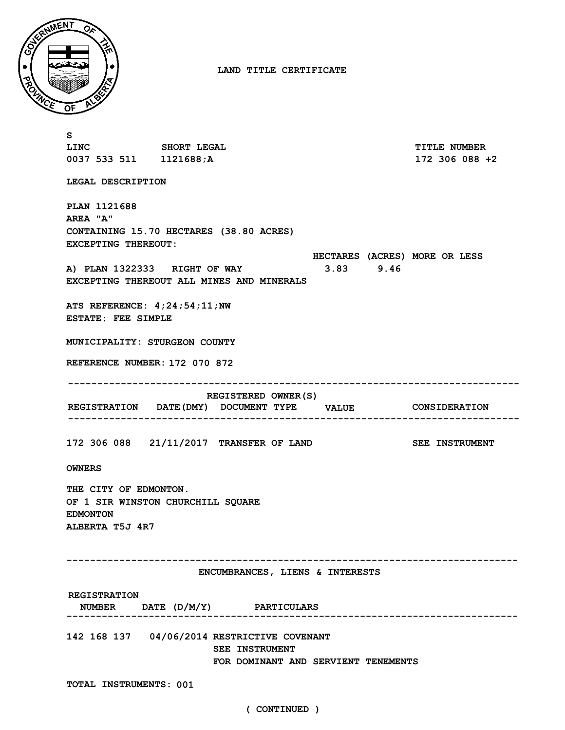# LAND TITLE CERTIFICATE

S

| LINC | SHORT LEGAL | TITLE NUMBER |
|---|---|---|
| 0037 533 511 | 1121688;A | 172 306 088 +2 |

**LEGAL DESCRIPTION**

PLAN 1121688
AREA "A"
CONTAINING 15.70 HECTARES (38.80 ACRES)
EXCEPTING THEREOUT:

| | HECTARES | (ACRES) | MORE OR LESS |
|---|---|---|---|
| A) PLAN 1322333 RIGHT OF WAY | 3.83 | 9.46 | |

EXCEPTING THEREOUT ALL MINES AND MINERALS

ATS REFERENCE: 4;24;54;11;NW
ESTATE: FEE SIMPLE

MUNICIPALITY: STURGEON COUNTY

REFERENCE NUMBER: 172 070 872

## REGISTERED OWNER(S)

| REGISTRATION | DATE(DMY) | DOCUMENT TYPE | VALUE | CONSIDERATION |
|---|---|---|---|---|
| 172 306 088 | 21/11/2017 | TRANSFER OF LAND | | SEE INSTRUMENT |

OWNERS

THE CITY OF EDMONTON.
OF 1 SIR WINSTON CHURCHILL SQUARE
EDMONTON
ALBERTA T5J 4R7

## ENCUMBRANCES, LIENS & INTERESTS

| REGISTRATION NUMBER | DATE (D/M/Y) | PARTICULARS |
|---|---|---|
| 142 168 137 | 04/06/2014 | RESTRICTIVE COVENANT<br>SEE INSTRUMENT<br>FOR DOMINANT AND SERVIENT TENEMENTS |

TOTAL INSTRUMENTS: 001

( CONTINUED )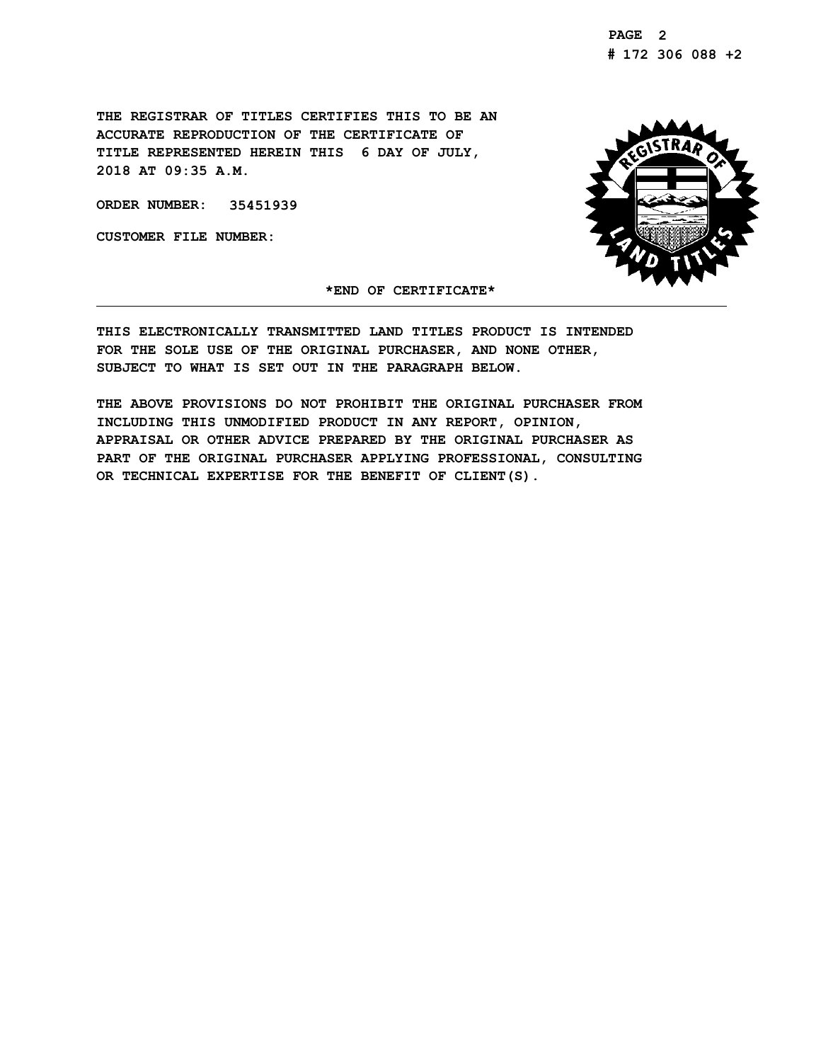PAGE 2
# 172 306 088 +2

THE REGISTRAR OF TITLES CERTIFIES THIS TO BE AN ACCURATE REPRODUCTION OF THE CERTIFICATE OF TITLE REPRESENTED HEREIN THIS 6 DAY OF JULY, 2018 AT 09:35 A.M.

ORDER NUMBER: 35451939

CUSTOMER FILE NUMBER:

*END OF CERTIFICATE*

---

THIS ELECTRONICALLY TRANSMITTED LAND TITLES PRODUCT IS INTENDED FOR THE SOLE USE OF THE ORIGINAL PURCHASER, AND NONE OTHER, SUBJECT TO WHAT IS SET OUT IN THE PARAGRAPH BELOW.

THE ABOVE PROVISIONS DO NOT PROHIBIT THE ORIGINAL PURCHASER FROM INCLUDING THIS UNMODIFIED PRODUCT IN ANY REPORT, OPINION, APPRAISAL OR OTHER ADVICE PREPARED BY THE ORIGINAL PURCHASER AS PART OF THE ORIGINAL PURCHASER APPLYING PROFESSIONAL, CONSULTING OR TECHNICAL EXPERTISE FOR THE BENEFIT OF CLIENT(S).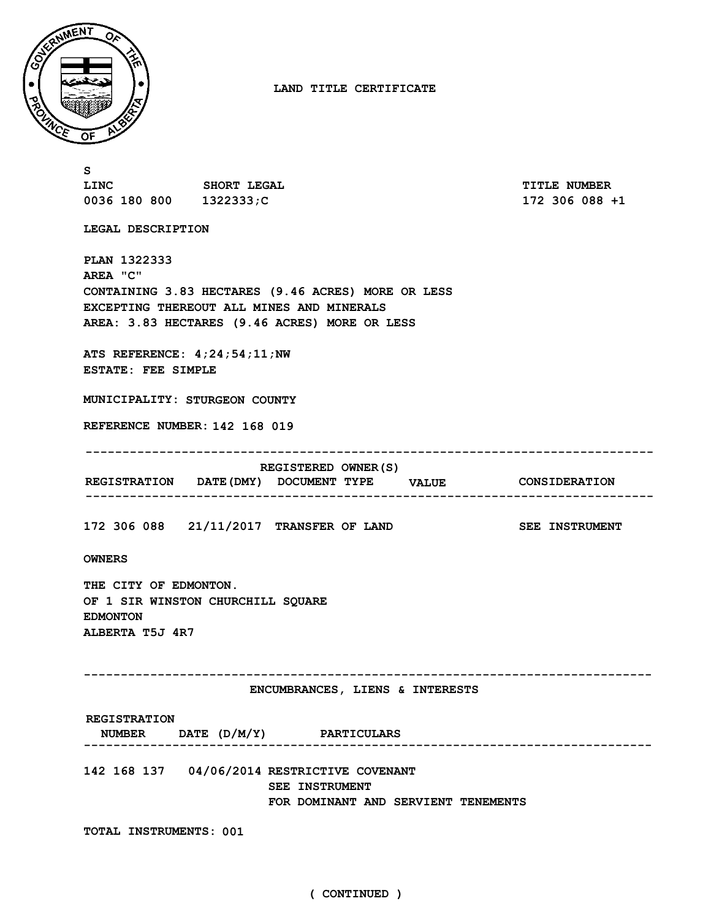# LAND TITLE CERTIFICATE

S

| LINC | SHORT LEGAL | TITLE NUMBER |
| --- | --- | --- |
| 0036 180 800 | 1322333;C | 172 306 088 +1 |

**LEGAL DESCRIPTION**

PLAN 1322333
AREA "C"
CONTAINING 3.83 HECTARES (9.46 ACRES) MORE OR LESS
EXCEPTING THEREOUT ALL MINES AND MINERALS
AREA: 3.83 HECTARES (9.46 ACRES) MORE OR LESS

ATS REFERENCE: 4;24;54;11;NW
ESTATE: FEE SIMPLE

MUNICIPALITY: STURGEON COUNTY

REFERENCE NUMBER: 142 168 019

## REGISTERED OWNER(S)

| REGISTRATION | DATE(DMY) | DOCUMENT TYPE | VALUE | CONSIDERATION |
| --- | --- | --- | --- | --- |
| 172 306 088 | 21/11/2017 | TRANSFER OF LAND | | SEE INSTRUMENT |

**OWNERS**

THE CITY OF EDMONTON.
OF 1 SIR WINSTON CHURCHILL SQUARE
EDMONTON
ALBERTA T5J 4R7

## ENCUMBRANCES, LIENS & INTERESTS

| REGISTRATION NUMBER | DATE (D/M/Y) | PARTICULARS |
| --- | --- | --- |
| 142 168 137 | 04/06/2014 | RESTRICTIVE COVENANT<br>SEE INSTRUMENT<br>FOR DOMINANT AND SERVIENT TENEMENTS |

TOTAL INSTRUMENTS: 001

( CONTINUED )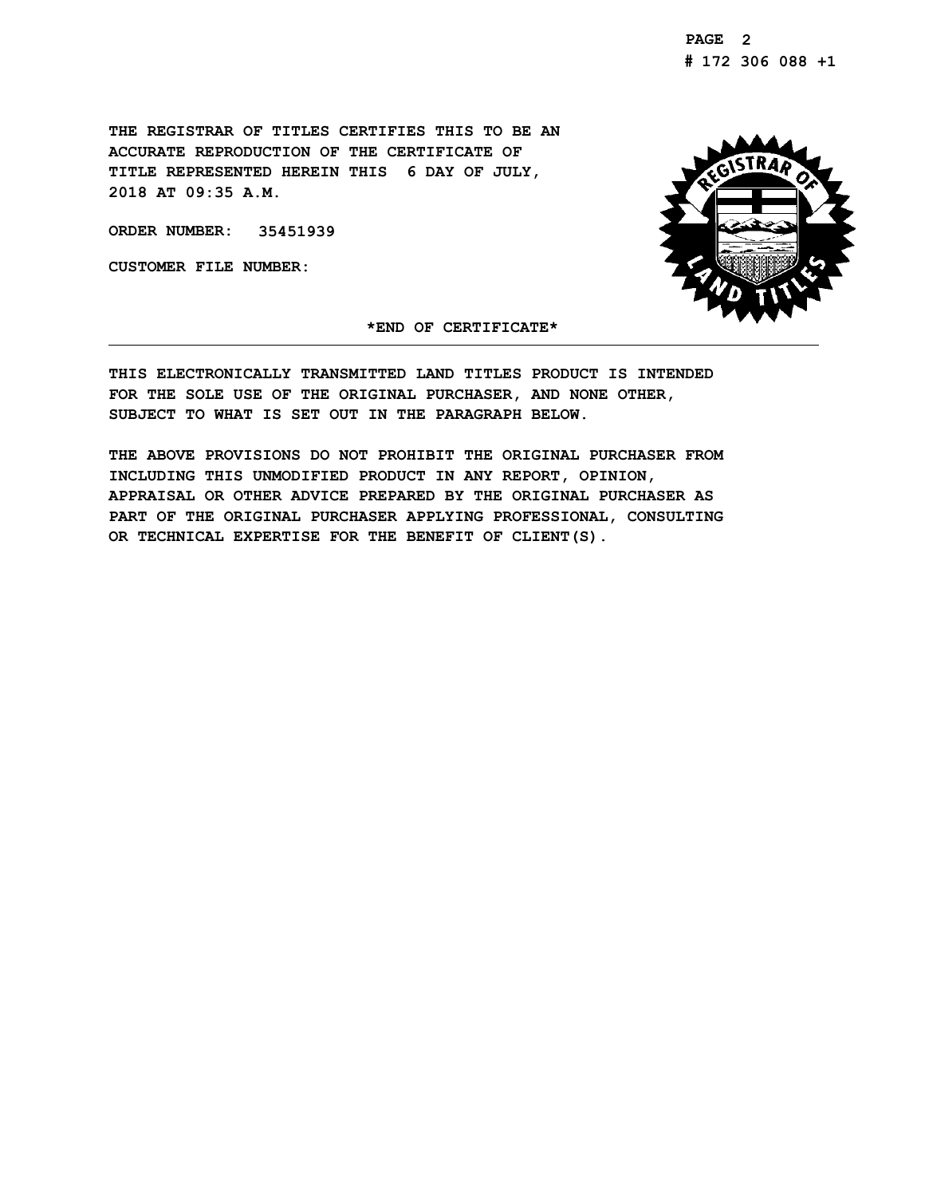THE REGISTRAR OF TITLES CERTIFIES THIS TO BE AN ACCURATE REPRODUCTION OF THE CERTIFICATE OF TITLE REPRESENTED HEREIN THIS 6 DAY OF JULY, 2018 AT 09:35 A.M.

ORDER NUMBER: 35451939

CUSTOMER FILE NUMBER:

*END OF CERTIFICATE*

---

THIS ELECTRONICALLY TRANSMITTED LAND TITLES PRODUCT IS INTENDED FOR THE SOLE USE OF THE ORIGINAL PURCHASER, AND NONE OTHER, SUBJECT TO WHAT IS SET OUT IN THE PARAGRAPH BELOW.

THE ABOVE PROVISIONS DO NOT PROHIBIT THE ORIGINAL PURCHASER FROM INCLUDING THIS UNMODIFIED PRODUCT IN ANY REPORT, OPINION, APPRAISAL OR OTHER ADVICE PREPARED BY THE ORIGINAL PURCHASER AS PART OF THE ORIGINAL PURCHASER APPLYING PROFESSIONAL, CONSULTING OR TECHNICAL EXPERTISE FOR THE BENEFIT OF CLIENT(S).